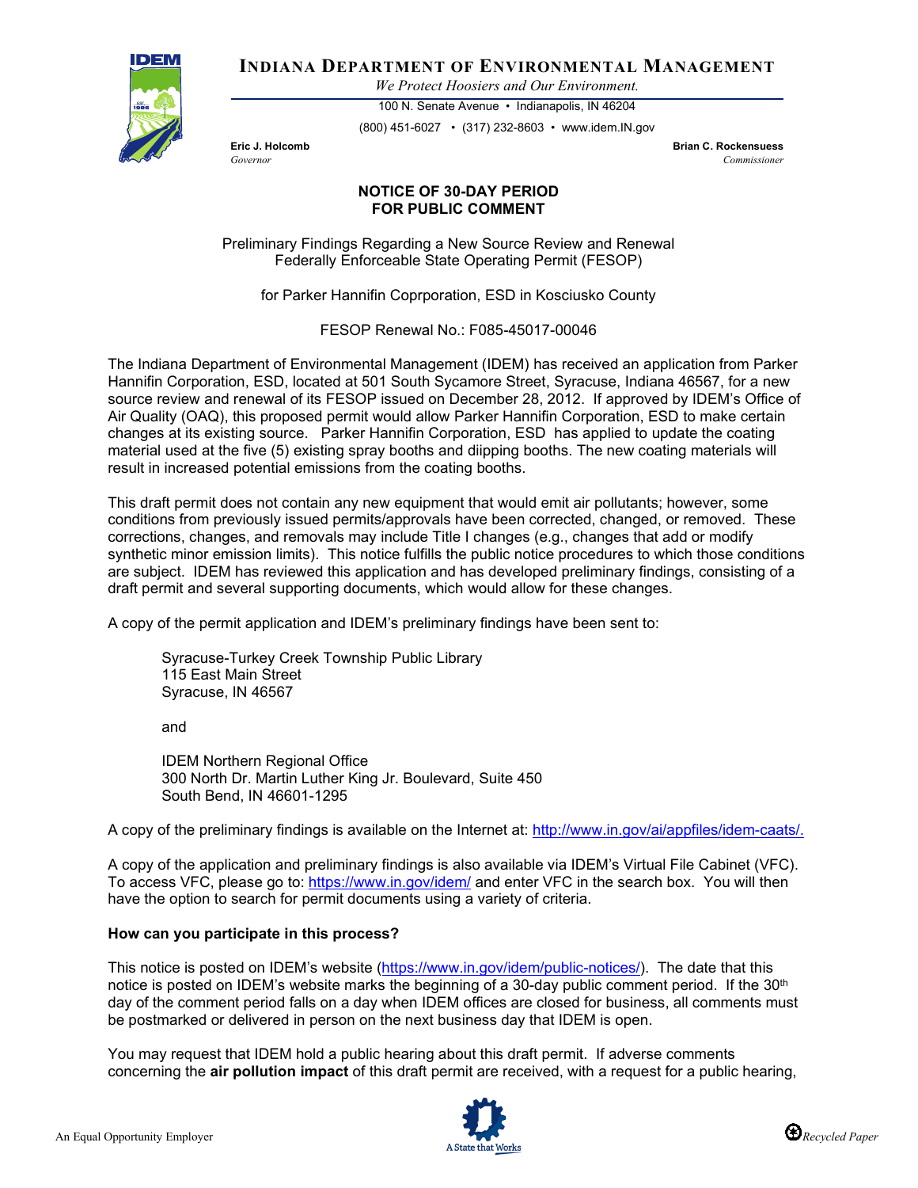# INDIANA DEPARTMENT OF ENVIRONMENTAL MANAGEMENT

*We Protect Hoosiers and Our Environment.*

100 N. Senate Avenue • Indianapolis, IN 46204

(800) 451-6027 • (317) 232-8603 • www.idem.IN.gov

**Eric J. Holcomb**
*Governor*

**Brian C. Rockensuess**
*Commissioner*

## NOTICE OF 30-DAY PERIOD FOR PUBLIC COMMENT

Preliminary Findings Regarding a New Source Review and Renewal Federally Enforceable State Operating Permit (FESOP)

for Parker Hannifin Coprporation, ESD in Kosciusko County

FESOP Renewal No.: F085-45017-00046

The Indiana Department of Environmental Management (IDEM) has received an application from Parker Hannifin Corporation, ESD, located at 501 South Sycamore Street, Syracuse, Indiana 46567, for a new source review and renewal of its FESOP issued on December 28, 2012. If approved by IDEM's Office of Air Quality (OAQ), this proposed permit would allow Parker Hannifin Corporation, ESD to make certain changes at its existing source. Parker Hannifin Corporation, ESD has applied to update the coating material used at the five (5) existing spray booths and diipping booths. The new coating materials will result in increased potential emissions from the coating booths.

This draft permit does not contain any new equipment that would emit air pollutants; however, some conditions from previously issued permits/approvals have been corrected, changed, or removed. These corrections, changes, and removals may include Title I changes (e.g., changes that add or modify synthetic minor emission limits). This notice fulfills the public notice procedures to which those conditions are subject. IDEM has reviewed this application and has developed preliminary findings, consisting of a draft permit and several supporting documents, which would allow for these changes.

A copy of the permit application and IDEM's preliminary findings have been sent to:

Syracuse-Turkey Creek Township Public Library
115 East Main Street
Syracuse, IN 46567

and

IDEM Northern Regional Office
300 North Dr. Martin Luther King Jr. Boulevard, Suite 450
South Bend, IN 46601-1295

A copy of the preliminary findings is available on the Internet at: http://www.in.gov/ai/appfiles/idem-caats/.

A copy of the application and preliminary findings is also available via IDEM's Virtual File Cabinet (VFC). To access VFC, please go to: https://www.in.gov/idem/ and enter VFC in the search box. You will then have the option to search for permit documents using a variety of criteria.

**How can you participate in this process?**

This notice is posted on IDEM's website (https://www.in.gov/idem/public-notices/). The date that this notice is posted on IDEM's website marks the beginning of a 30-day public comment period. If the 30th day of the comment period falls on a day when IDEM offices are closed for business, all comments must be postmarked or delivered in person on the next business day that IDEM is open.

You may request that IDEM hold a public hearing about this draft permit. If adverse comments concerning the **air pollution impact** of this draft permit are received, with a request for a public hearing,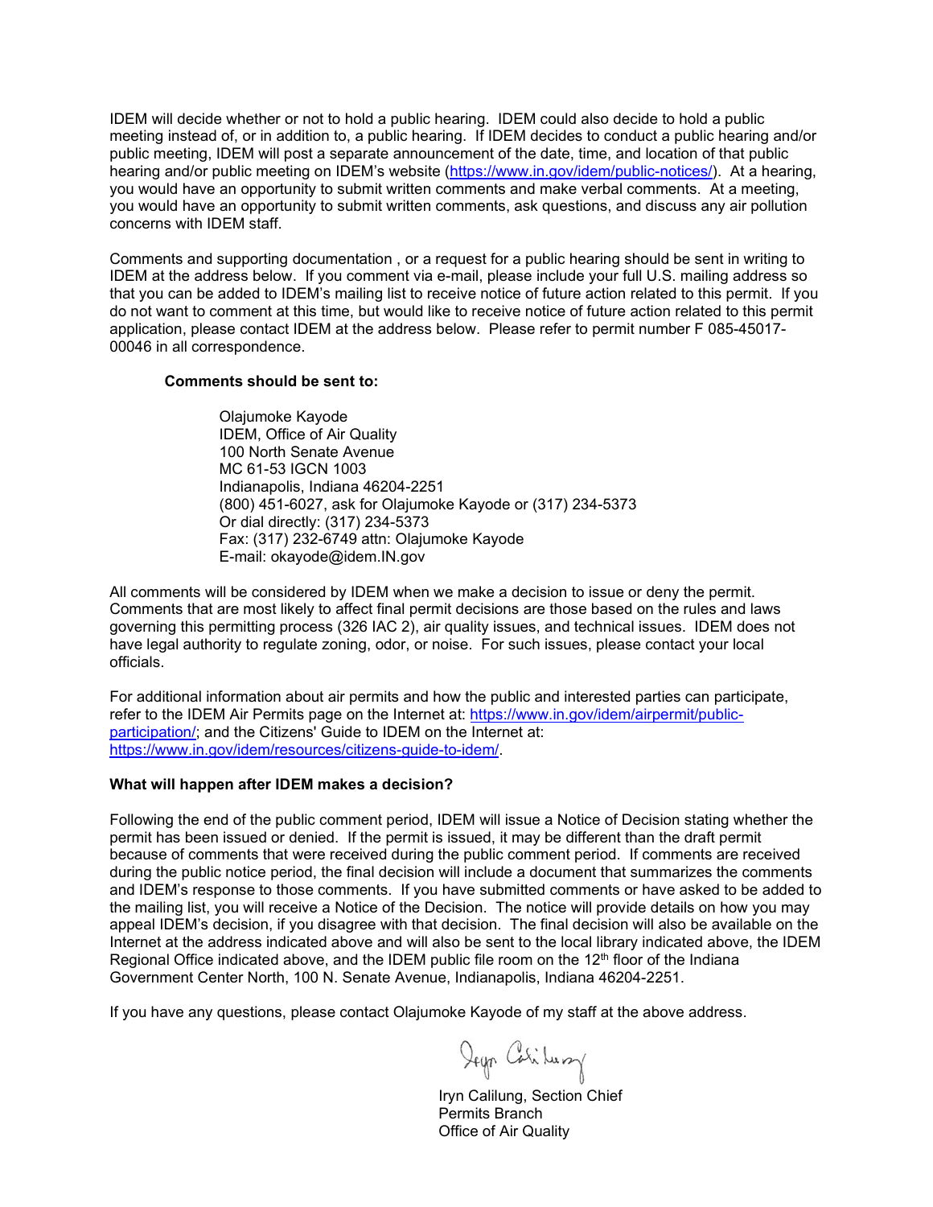IDEM will decide whether or not to hold a public hearing. IDEM could also decide to hold a public meeting instead of, or in addition to, a public hearing. If IDEM decides to conduct a public hearing and/or public meeting, IDEM will post a separate announcement of the date, time, and location of that public hearing and/or public meeting on IDEM's website (https://www.in.gov/idem/public-notices/). At a hearing, you would have an opportunity to submit written comments and make verbal comments. At a meeting, you would have an opportunity to submit written comments, ask questions, and discuss any air pollution concerns with IDEM staff.

Comments and supporting documentation , or a request for a public hearing should be sent in writing to IDEM at the address below. If you comment via e-mail, please include your full U.S. mailing address so that you can be added to IDEM's mailing list to receive notice of future action related to this permit. If you do not want to comment at this time, but would like to receive notice of future action related to this permit application, please contact IDEM at the address below. Please refer to permit number F 085-45017-00046 in all correspondence.

**Comments should be sent to:**

Olajumoke Kayode
IDEM, Office of Air Quality
100 North Senate Avenue
MC 61-53 IGCN 1003
Indianapolis, Indiana 46204-2251
(800) 451-6027, ask for Olajumoke Kayode or (317) 234-5373
Or dial directly: (317) 234-5373
Fax: (317) 232-6749 attn: Olajumoke Kayode
E-mail: okayode@idem.IN.gov

All comments will be considered by IDEM when we make a decision to issue or deny the permit. Comments that are most likely to affect final permit decisions are those based on the rules and laws governing this permitting process (326 IAC 2), air quality issues, and technical issues. IDEM does not have legal authority to regulate zoning, odor, or noise. For such issues, please contact your local officials.

For additional information about air permits and how the public and interested parties can participate, refer to the IDEM Air Permits page on the Internet at: https://www.in.gov/idem/airpermit/public-participation/; and the Citizens' Guide to IDEM on the Internet at: https://www.in.gov/idem/resources/citizens-guide-to-idem/.

**What will happen after IDEM makes a decision?**

Following the end of the public comment period, IDEM will issue a Notice of Decision stating whether the permit has been issued or denied. If the permit is issued, it may be different than the draft permit because of comments that were received during the public comment period. If comments are received during the public notice period, the final decision will include a document that summarizes the comments and IDEM's response to those comments. If you have submitted comments or have asked to be added to the mailing list, you will receive a Notice of the Decision. The notice will provide details on how you may appeal IDEM's decision, if you disagree with that decision. The final decision will also be available on the Internet at the address indicated above and will also be sent to the local library indicated above, the IDEM Regional Office indicated above, and the IDEM public file room on the 12th floor of the Indiana Government Center North, 100 N. Senate Avenue, Indianapolis, Indiana 46204-2251.

If you have any questions, please contact Olajumoke Kayode of my staff at the above address.

Iryn Calilung, Section Chief
Permits Branch
Office of Air Quality